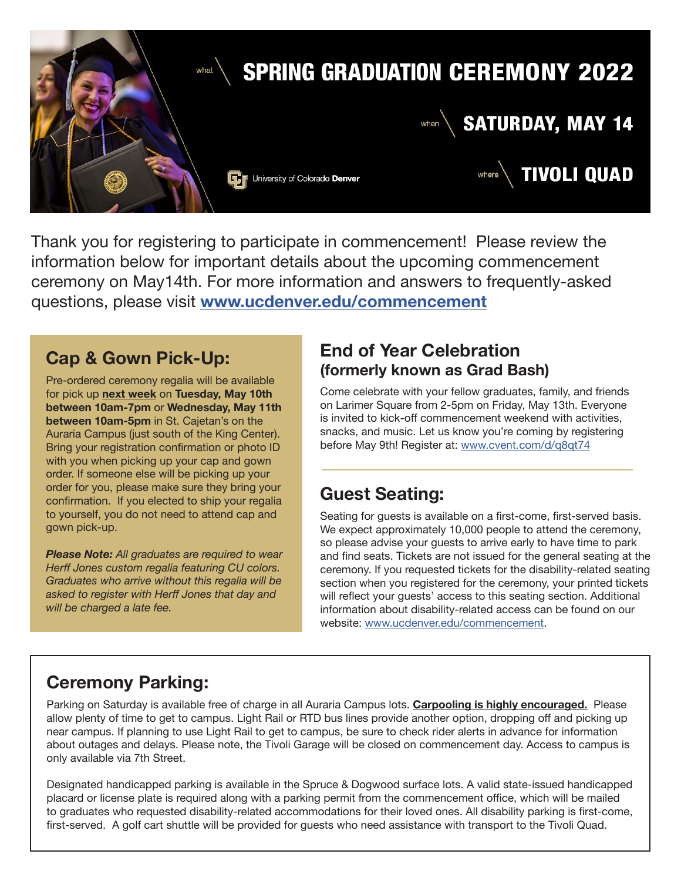what SPRING GRADUATION CEREMONY 2022

when SATURDAY, MAY 14

where TIVOLI QUAD

University of Colorado **Denver**

Thank you for registering to participate in commencement! Please review the information below for important details about the upcoming commencement ceremony on May14th. For more information and answers to frequently-asked questions, please visit **www.ucdenver.edu/commencement**

## Cap & Gown Pick-Up:

Pre-ordered ceremony regalia will be available for pick up **next week** on **Tuesday, May 10th between 10am-7pm** or **Wednesday, May 11th between 10am-5pm** in St. Cajetan's on the Auraria Campus (just south of the King Center). Bring your registration confirmation or photo ID with you when picking up your cap and gown order. If someone else will be picking up your order for you, please make sure they bring your confirmation. If you elected to ship your regalia to yourself, you do not need to attend cap and gown pick-up.

***Please Note:*** *All graduates are required to wear Herff Jones custom regalia featuring CU colors. Graduates who arrive without this regalia will be asked to register with Herff Jones that day and will be charged a late fee.*

## End of Year Celebration (formerly known as Grad Bash)

Come celebrate with your fellow graduates, family, and friends on Larimer Square from 2-5pm on Friday, May 13th. Everyone is invited to kick-off commencement weekend with activities, snacks, and music. Let us know you're coming by registering before May 9th! Register at: www.cvent.com/d/q8qt74

## Guest Seating:

Seating for guests is available on a first-come, first-served basis. We expect approximately 10,000 people to attend the ceremony, so please advise your guests to arrive early to have time to park and find seats. Tickets are not issued for the general seating at the ceremony. If you requested tickets for the disability-related seating section when you registered for the ceremony, your printed tickets will reflect your guests' access to this seating section. Additional information about disability-related access can be found on our website: www.ucdenver.edu/commencement.

## Ceremony Parking:

Parking on Saturday is available free of charge in all Auraria Campus lots. **Carpooling is highly encouraged.** Please allow plenty of time to get to campus. Light Rail or RTD bus lines provide another option, dropping off and picking up near campus. If planning to use Light Rail to get to campus, be sure to check rider alerts in advance for information about outages and delays. Please note, the Tivoli Garage will be closed on commencement day. Access to campus is only available via 7th Street.

Designated handicapped parking is available in the Spruce & Dogwood surface lots. A valid state-issued handicapped placard or license plate is required along with a parking permit from the commencement office, which will be mailed to graduates who requested disability-related accommodations for their loved ones. All disability parking is first-come, first-served. A golf cart shuttle will be provided for guests who need assistance with transport to the Tivoli Quad.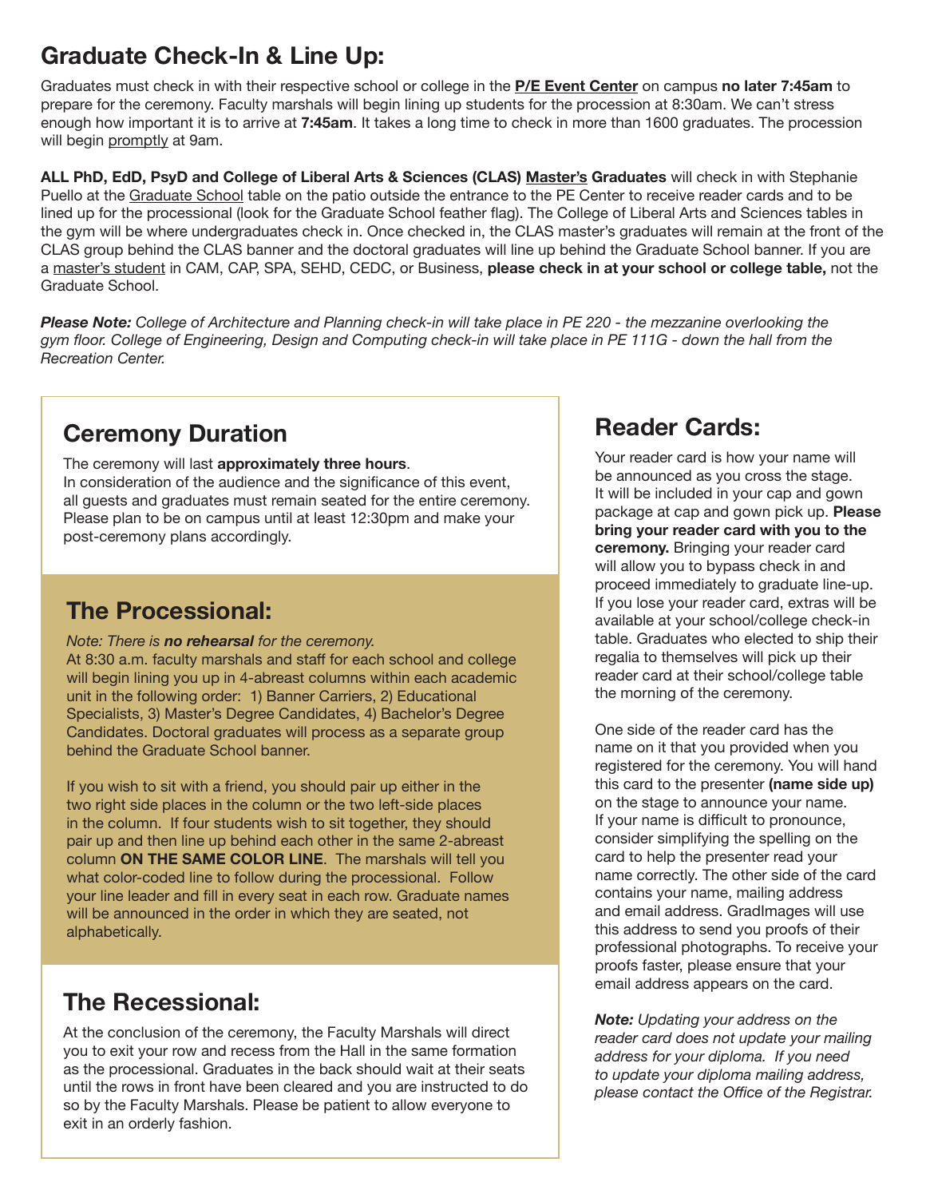## Graduate Check-In & Line Up:

Graduates must check in with their respective school or college in the **P/E Event Center** on campus **no later 7:45am** to prepare for the ceremony. Faculty marshals will begin lining up students for the procession at 8:30am. We can't stress enough how important it is to arrive at **7:45am**. It takes a long time to check in more than 1600 graduates. The procession will begin promptly at 9am.

**ALL PhD, EdD, PsyD and College of Liberal Arts & Sciences (CLAS) Master's Graduates** will check in with Stephanie Puello at the Graduate School table on the patio outside the entrance to the PE Center to receive reader cards and to be lined up for the processional (look for the Graduate School feather flag). The College of Liberal Arts and Sciences tables in the gym will be where undergraduates check in. Once checked in, the CLAS master's graduates will remain at the front of the CLAS group behind the CLAS banner and the doctoral graduates will line up behind the Graduate School banner. If you are a master's student in CAM, CAP, SPA, SEHD, CEDC, or Business, **please check in at your school or college table,** not the Graduate School.

***Please Note:*** *College of Architecture and Planning check-in will take place in PE 220 - the mezzanine overlooking the gym floor. College of Engineering, Design and Computing check-in will take place in PE 111G - down the hall from the Recreation Center.*

## Ceremony Duration

The ceremony will last **approximately three hours**.
In consideration of the audience and the significance of this event, all guests and graduates must remain seated for the entire ceremony. Please plan to be on campus until at least 12:30pm and make your post-ceremony plans accordingly.

## The Processional:

*Note: There is* ***no rehearsal*** *for the ceremony.*
At 8:30 a.m. faculty marshals and staff for each school and college will begin lining you up in 4-abreast columns within each academic unit in the following order: 1) Banner Carriers, 2) Educational Specialists, 3) Master's Degree Candidates, 4) Bachelor's Degree Candidates. Doctoral graduates will process as a separate group behind the Graduate School banner.

If you wish to sit with a friend, you should pair up either in the two right side places in the column or the two left-side places in the column. If four students wish to sit together, they should pair up and then line up behind each other in the same 2-abreast column **ON THE SAME COLOR LINE**. The marshals will tell you what color-coded line to follow during the processional. Follow your line leader and fill in every seat in each row. Graduate names will be announced in the order in which they are seated, not alphabetically.

## The Recessional:

At the conclusion of the ceremony, the Faculty Marshals will direct you to exit your row and recess from the Hall in the same formation as the processional. Graduates in the back should wait at their seats until the rows in front have been cleared and you are instructed to do so by the Faculty Marshals. Please be patient to allow everyone to exit in an orderly fashion.

## Reader Cards:

Your reader card is how your name will be announced as you cross the stage. It will be included in your cap and gown package at cap and gown pick up. **Please bring your reader card with you to the ceremony.** Bringing your reader card will allow you to bypass check in and proceed immediately to graduate line-up. If you lose your reader card, extras will be available at your school/college check-in table. Graduates who elected to ship their regalia to themselves will pick up their reader card at their school/college table the morning of the ceremony.

One side of the reader card has the name on it that you provided when you registered for the ceremony. You will hand this card to the presenter **(name side up)** on the stage to announce your name. If your name is difficult to pronounce, consider simplifying the spelling on the card to help the presenter read your name correctly. The other side of the card contains your name, mailing address and email address. GradImages will use this address to send you proofs of their professional photographs. To receive your proofs faster, please ensure that your email address appears on the card.

***Note:*** *Updating your address on the reader card does not update your mailing address for your diploma. If you need to update your diploma mailing address, please contact the Office of the Registrar.*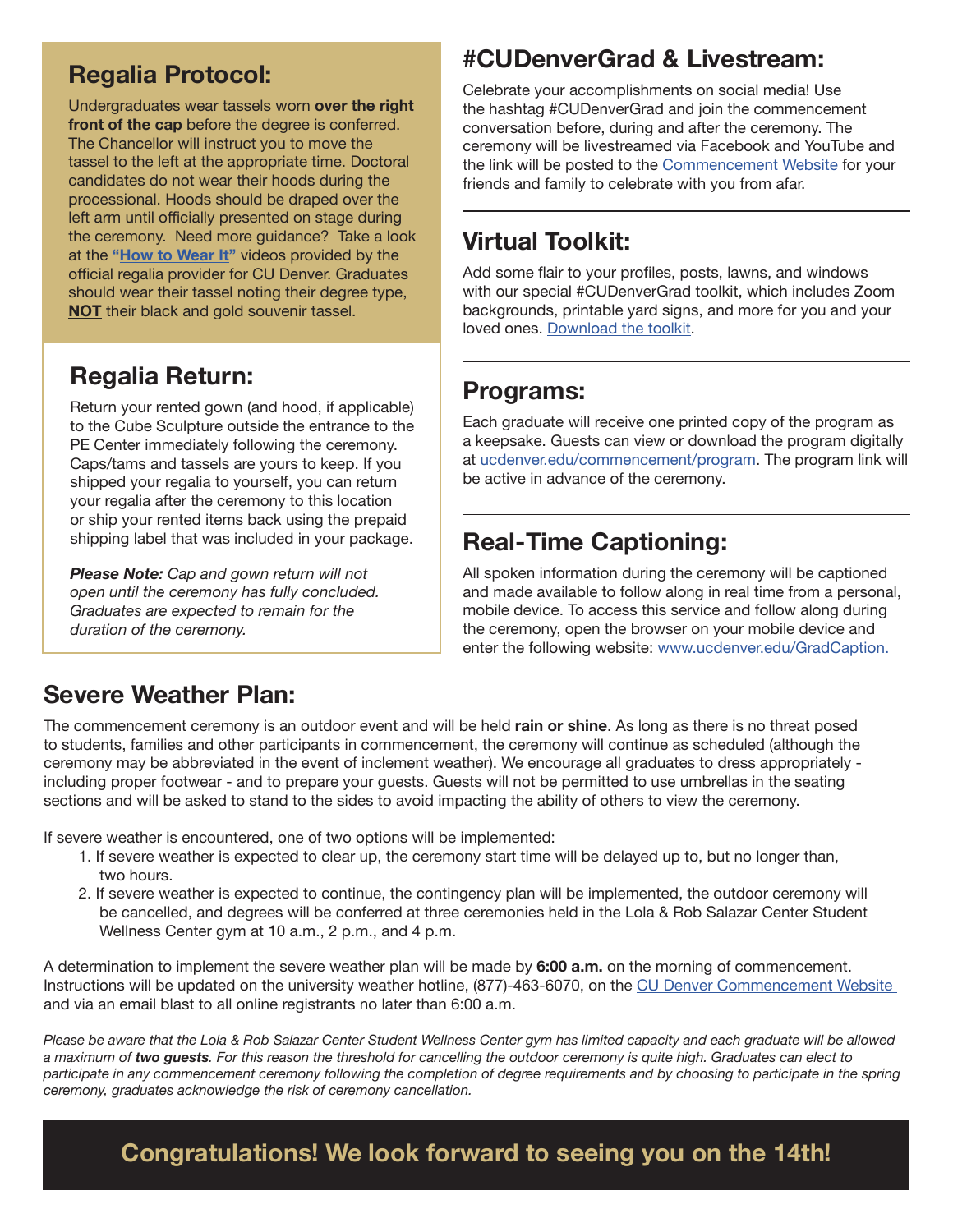## Regalia Protocol:

Undergraduates wear tassels worn **over the right front of the cap** before the degree is conferred. The Chancellor will instruct you to move the tassel to the left at the appropriate time. Doctoral candidates do not wear their hoods during the processional. Hoods should be draped over the left arm until officially presented on stage during the ceremony. Need more guidance? Take a look at the **"How to Wear It"** videos provided by the official regalia provider for CU Denver. Graduates should wear their tassel noting their degree type, **NOT** their black and gold souvenir tassel.

## Regalia Return:

Return your rented gown (and hood, if applicable) to the Cube Sculpture outside the entrance to the PE Center immediately following the ceremony. Caps/tams and tassels are yours to keep. If you shipped your regalia to yourself, you can return your regalia after the ceremony to this location or ship your rented items back using the prepaid shipping label that was included in your package.

***Please Note:*** *Cap and gown return will not open until the ceremony has fully concluded. Graduates are expected to remain for the duration of the ceremony.*

## #CUDenverGrad & Livestream:

Celebrate your accomplishments on social media! Use the hashtag #CUDenverGrad and join the commencement conversation before, during and after the ceremony. The ceremony will be livestreamed via Facebook and YouTube and the link will be posted to the Commencement Website for your friends and family to celebrate with you from afar.

## Virtual Toolkit:

Add some flair to your profiles, posts, lawns, and windows with our special #CUDenverGrad toolkit, which includes Zoom backgrounds, printable yard signs, and more for you and your loved ones. Download the toolkit.

## Programs:

Each graduate will receive one printed copy of the program as a keepsake. Guests can view or download the program digitally at ucdenver.edu/commencement/program. The program link will be active in advance of the ceremony.

## Real-Time Captioning:

All spoken information during the ceremony will be captioned and made available to follow along in real time from a personal, mobile device. To access this service and follow along during the ceremony, open the browser on your mobile device and enter the following website: www.ucdenver.edu/GradCaption.

## Severe Weather Plan:

The commencement ceremony is an outdoor event and will be held **rain or shine**. As long as there is no threat posed to students, families and other participants in commencement, the ceremony will continue as scheduled (although the ceremony may be abbreviated in the event of inclement weather). We encourage all graduates to dress appropriately - including proper footwear - and to prepare your guests. Guests will not be permitted to use umbrellas in the seating sections and will be asked to stand to the sides to avoid impacting the ability of others to view the ceremony.

If severe weather is encountered, one of two options will be implemented:

1. If severe weather is expected to clear up, the ceremony start time will be delayed up to, but no longer than, two hours.
2. If severe weather is expected to continue, the contingency plan will be implemented, the outdoor ceremony will be cancelled, and degrees will be conferred at three ceremonies held in the Lola & Rob Salazar Center Student Wellness Center gym at 10 a.m., 2 p.m., and 4 p.m.

A determination to implement the severe weather plan will be made by **6:00 a.m.** on the morning of commencement. Instructions will be updated on the university weather hotline, (877)-463-6070, on the CU Denver Commencement Website and via an email blast to all online registrants no later than 6:00 a.m.

*Please be aware that the Lola & Rob Salazar Center Student Wellness Center gym has limited capacity and each graduate will be allowed a maximum of **two guests**. For this reason the threshold for cancelling the outdoor ceremony is quite high. Graduates can elect to participate in any commencement ceremony following the completion of degree requirements and by choosing to participate in the spring ceremony, graduates acknowledge the risk of ceremony cancellation.*

**Congratulations! We look forward to seeing you on the 14th!**